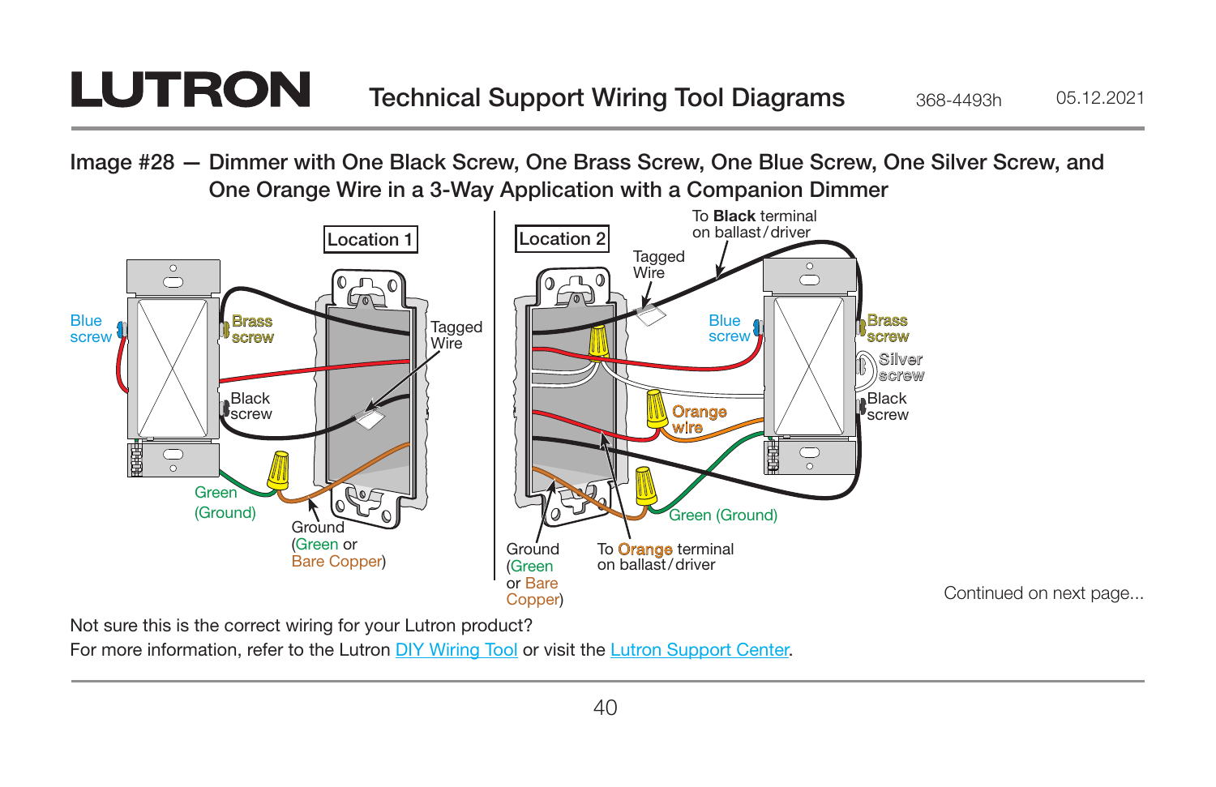# LUTRON Technical Support Wiring Tool Diagrams

368-4493h 05.12.2021

## Image #28 — Dimmer with One Black Screw, One Brass Screw, One Blue Screw, One Silver Screw, and One Orange Wire in a 3-Way Application with a Companion Dimmer

**Location 1**

Blue screw

Brass screw

Black screw

Tagged Wire

Green (Ground)

Ground (Green or Bare Copper)

**Location 2**

To **Black** terminal on ballast/driver

Tagged Wire

Blue screw

Brass screw

Silver screw

Black screw

Orange wire

Green (Ground)

Ground (Green or Bare Copper)

To Orange terminal on ballast/driver

Continued on next page...

Not sure this is the correct wiring for your Lutron product?
For more information, refer to the Lutron DIY Wiring Tool or visit the Lutron Support Center.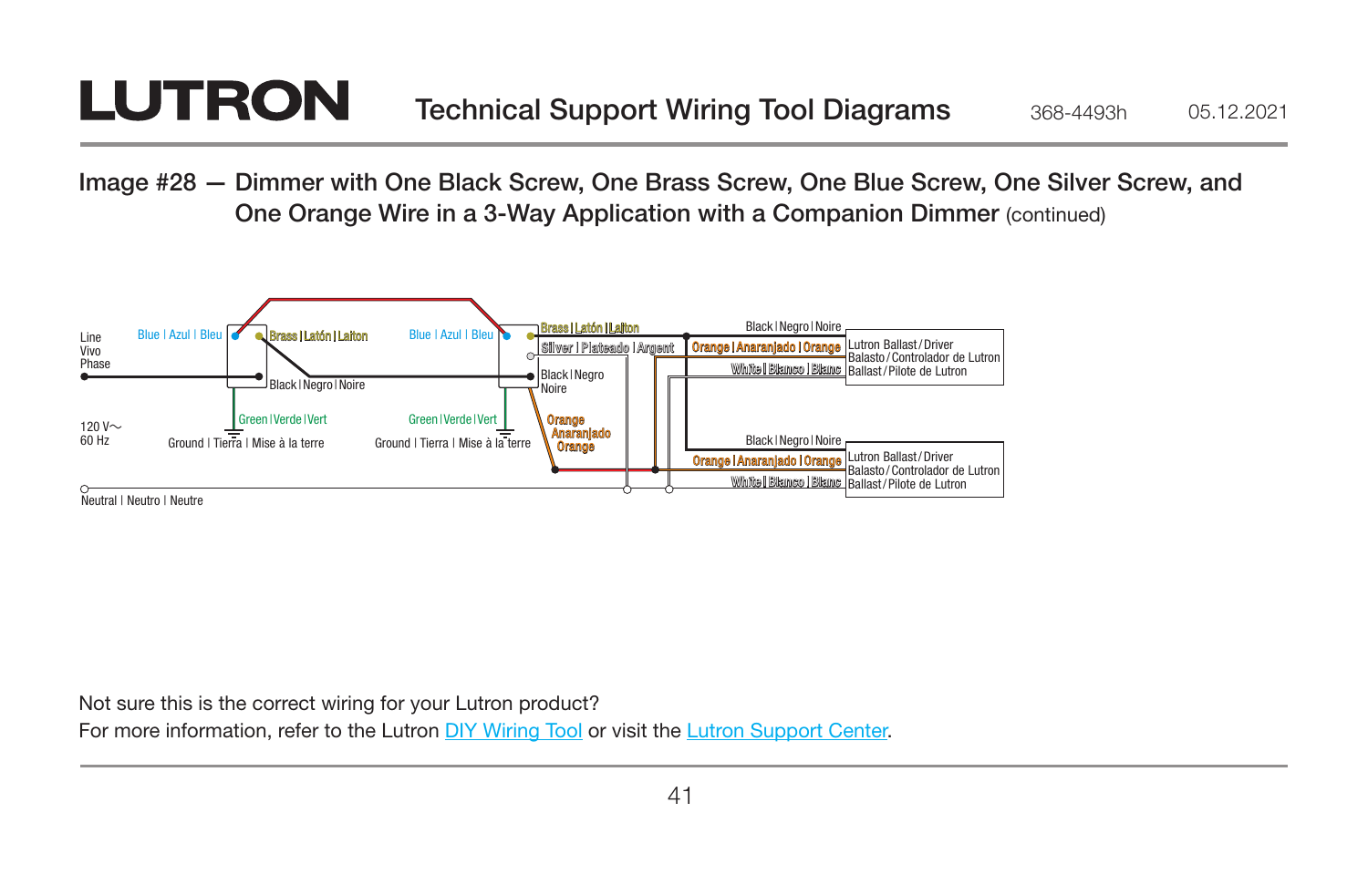# Image #28 — Dimmer with One Black Screw, One Brass Screw, One Blue Screw, One Silver Screw, and One Orange Wire in a 3-Way Application with a Companion Dimmer (continued)

Line
Vivo
Phase

Blue | Azul | Bleu

Brass | Latón | Laiton

Black | Negro | Noire

Green | Verde | Vert

Ground | Tierra | Mise à la terre

120 V~
60 Hz

Blue | Azul | Bleu

Green | Verde | Vert

Ground | Tierra | Mise à la terre

Brass | Latón | Laiton

Silver | Plateado | Argent

Black | Negro
Noire

Orange
Anaranjado
Orange

Black | Negro | Noire

Orange | Anaranjado | Orange

White | Blanco | Blanc

Lutron Ballast / Driver
Balasto / Controlador de Lutron
Ballast / Pilote de Lutron

Black | Negro | Noire

Orange | Anaranjado | Orange

White | Blanco | Blanc

Lutron Ballast / Driver
Balasto / Controlador de Lutron
Ballast / Pilote de Lutron

Neutral | Neutro | Neutre

Not sure this is the correct wiring for your Lutron product?
For more information, refer to the Lutron DIY Wiring Tool or visit the Lutron Support Center.